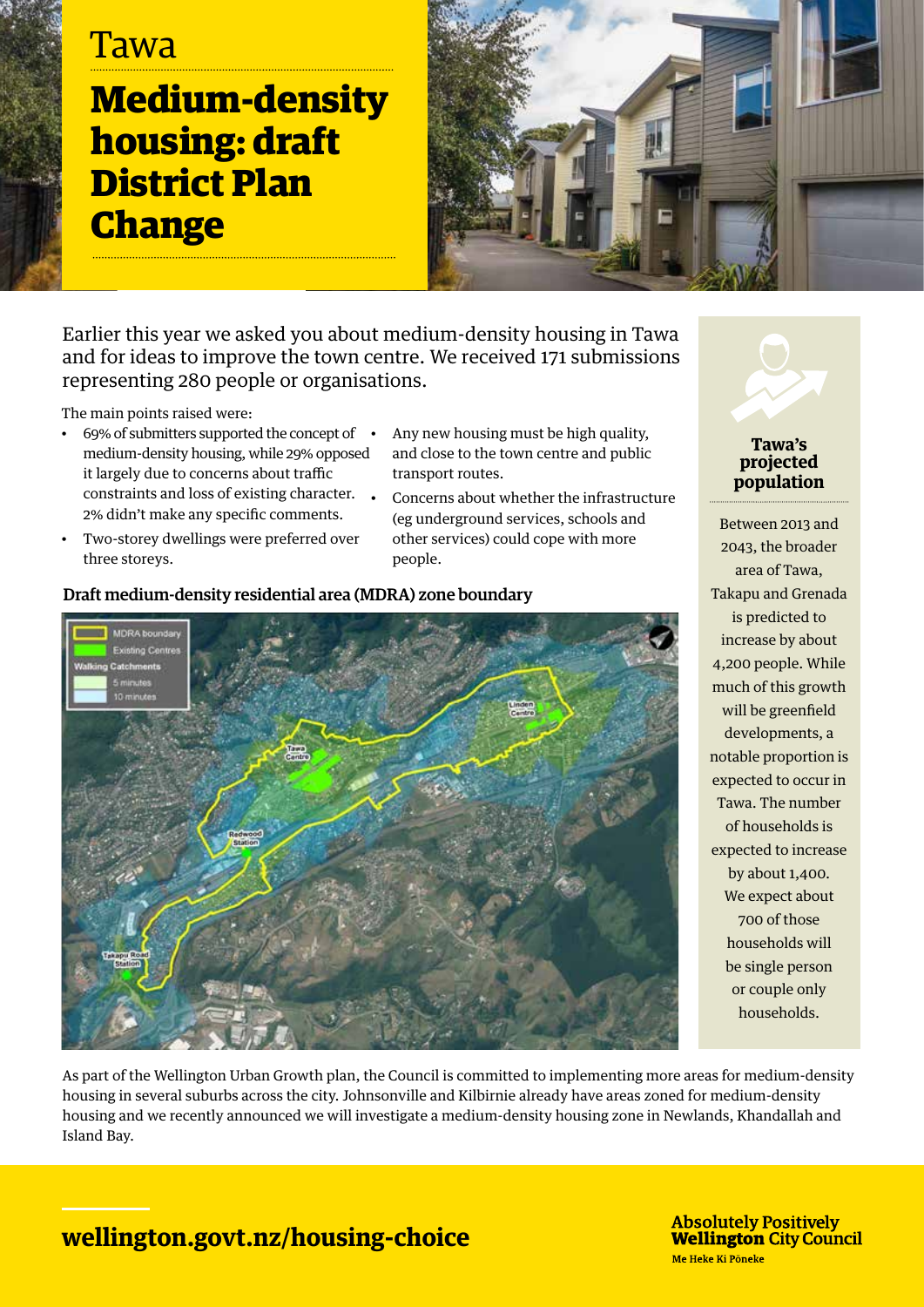Tawa

# Medium-density housing: draft District Plan Change

Earlier this year we asked you about medium-density housing in Tawa and for ideas to improve the town centre. We received 171 submissions representing 280 people or organisations.

The main points raised were:

- 69% of submitters supported the concept of medium-density housing, while 29% opposed it largely due to concerns about traffic constraints and loss of existing character. 2% didn't make any specific comments.
- Two-storey dwellings were preferred over three storeys.
- Any new housing must be high quality, and close to the town centre and public transport routes.
- Concerns about whether the infrastructure (eg underground services, schools and other services) could cope with more people.

### Draft medium-density residential area (MDRA) zone boundary

### Tawa's projected population

Between 2013 and 2043, the broader area of Tawa, Takapu and Grenada is predicted to increase by about 4,200 people. While much of this growth will be greenfield developments, a notable proportion is expected to occur in Tawa. The number of households is expected to increase by about 1,400. We expect about 700 of those households will be single person or couple only households.

As part of the Wellington Urban Growth plan, the Council is committed to implementing more areas for medium-density housing in several suburbs across the city. Johnsonville and Kilbirnie already have areas zoned for medium-density housing and we recently announced we will investigate a medium-density housing zone in Newlands, Khandallah and Island Bay.

**wellington.govt.nz/housing-choice**

Absolutely Positively **Wellington** City Council
Me Heke Ki Pōneke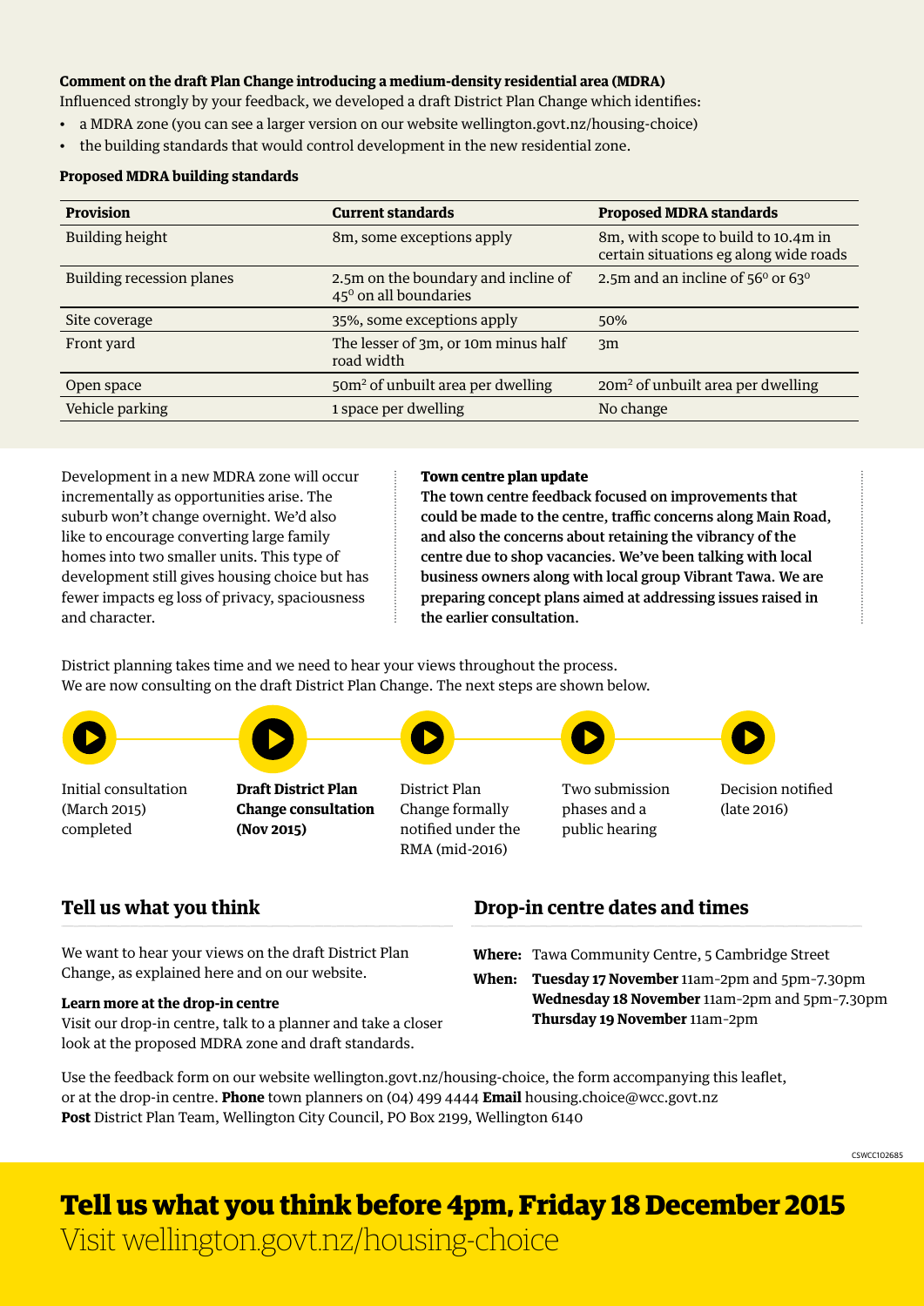**Comment on the draft Plan Change introducing a medium-density residential area (MDRA)**

Influenced strongly by your feedback, we developed a draft District Plan Change which identifies:

- a MDRA zone (you can see a larger version on our website wellington.govt.nz/housing-choice)
- the building standards that would control development in the new residential zone.

**Proposed MDRA building standards**

| Provision | Current standards | Proposed MDRA standards |
|---|---|---|
| Building height | 8m, some exceptions apply | 8m, with scope to build to 10.4m in certain situations eg along wide roads |
| Building recession planes | 2.5m on the boundary and incline of 45⁰ on all boundaries | 2.5m and an incline of 56⁰ or 63⁰ |
| Site coverage | 35%, some exceptions apply | 50% |
| Front yard | The lesser of 3m, or 10m minus half road width | 3m |
| Open space | $50m^2$ of unbuilt area per dwelling | $20m^2$ of unbuilt area per dwelling |
| Vehicle parking | 1 space per dwelling | No change |

Development in a new MDRA zone will occur incrementally as opportunities arise. The suburb won't change overnight. We'd also like to encourage converting large family homes into two smaller units. This type of development still gives housing choice but has fewer impacts eg loss of privacy, spaciousness and character.

**Town centre plan update**

**The town centre feedback focused on improvements that could be made to the centre, traffic concerns along Main Road, and also the concerns about retaining the vibrancy of the centre due to shop vacancies. We've been talking with local business owners along with local group Vibrant Tawa. We are preparing concept plans aimed at addressing issues raised in the earlier consultation.**

District planning takes time and we need to hear your views throughout the process. We are now consulting on the draft District Plan Change. The next steps are shown below.

- Initial consultation (March 2015) completed
- **Draft District Plan Change consultation (Nov 2015)**
- District Plan Change formally notified under the RMA (mid-2016)
- Two submission phases and a public hearing
- Decision notified (late 2016)

## Tell us what you think

We want to hear your views on the draft District Plan Change, as explained here and on our website.

**Learn more at the drop-in centre**

Visit our drop-in centre, talk to a planner and take a closer look at the proposed MDRA zone and draft standards.

## Drop-in centre dates and times

**Where:** Tawa Community Centre, 5 Cambridge Street

**When:** **Tuesday 17 November** 11am–2pm and 5pm–7.30pm
**Wednesday 18 November** 11am–2pm and 5pm–7.30pm
**Thursday 19 November** 11am–2pm

Use the feedback form on our website wellington.govt.nz/housing-choice, the form accompanying this leaflet, or at the drop-in centre. **Phone** town planners on (04) 499 4444 **Email** housing.choice@wcc.govt.nz
**Post** District Plan Team, Wellington City Council, PO Box 2199, Wellington 6140

CSWCC102685

# Tell us what you think before 4pm, Friday 18 December 2015

Visit wellington.govt.nz/housing-choice